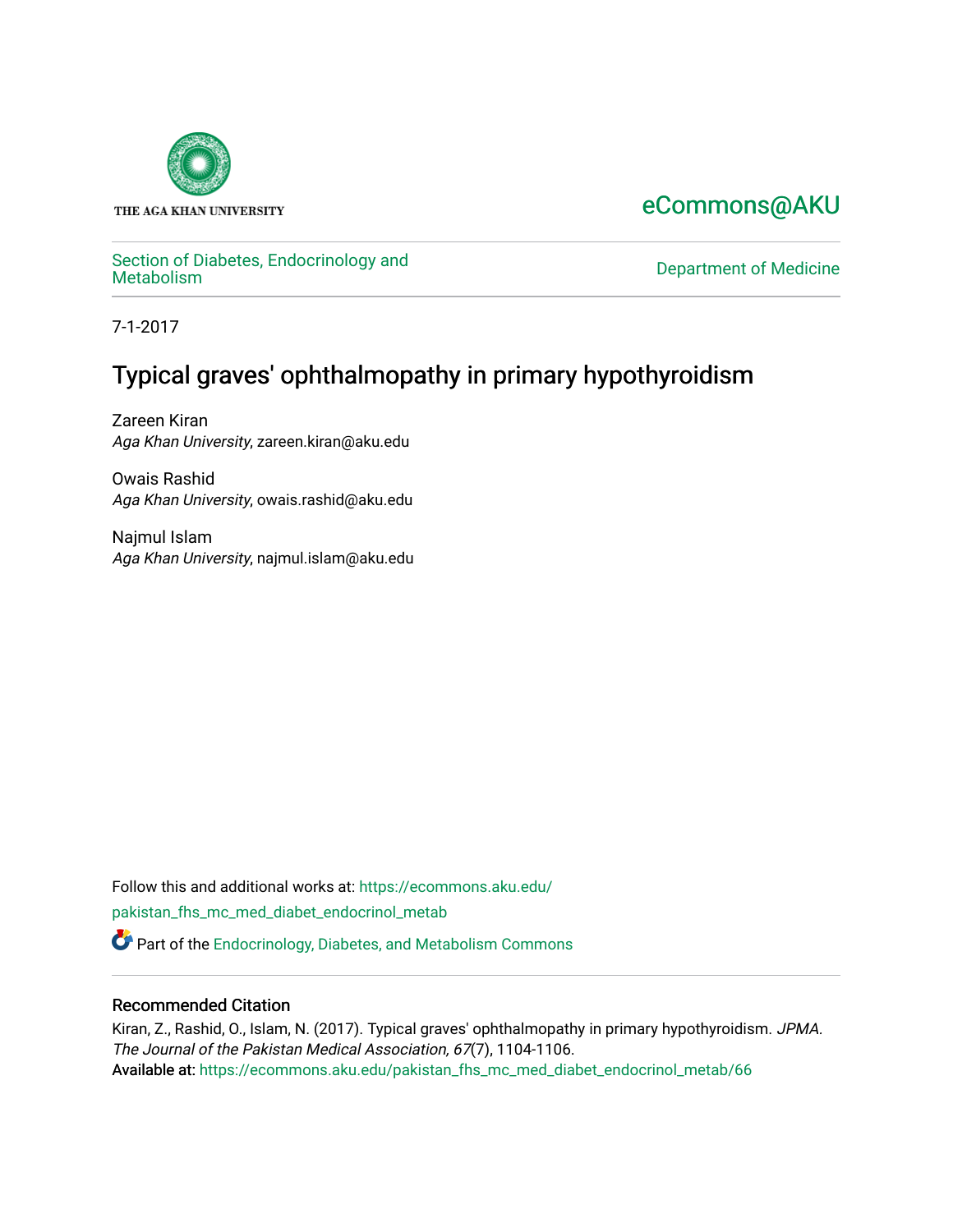THE AGA KHAN UNIVERSITY

eCommons@AKU

Section of Diabetes, Endocrinology and Metabolism

Department of Medicine

7-1-2017

# Typical graves' ophthalmopathy in primary hypothyroidism

Zareen Kiran
*Aga Khan University*, zareen.kiran@aku.edu

Owais Rashid
*Aga Khan University*, owais.rashid@aku.edu

Najmul Islam
*Aga Khan University*, najmul.islam@aku.edu

Follow this and additional works at: https://ecommons.aku.edu/pakistan_fhs_mc_med_diabet_endocrinol_metab

Part of the Endocrinology, Diabetes, and Metabolism Commons

## Recommended Citation

Kiran, Z., Rashid, O., Islam, N. (2017). Typical graves' ophthalmopathy in primary hypothyroidism. *JPMA. The Journal of the Pakistan Medical Association, 67*(7), 1104-1106.
Available at: https://ecommons.aku.edu/pakistan_fhs_mc_med_diabet_endocrinol_metab/66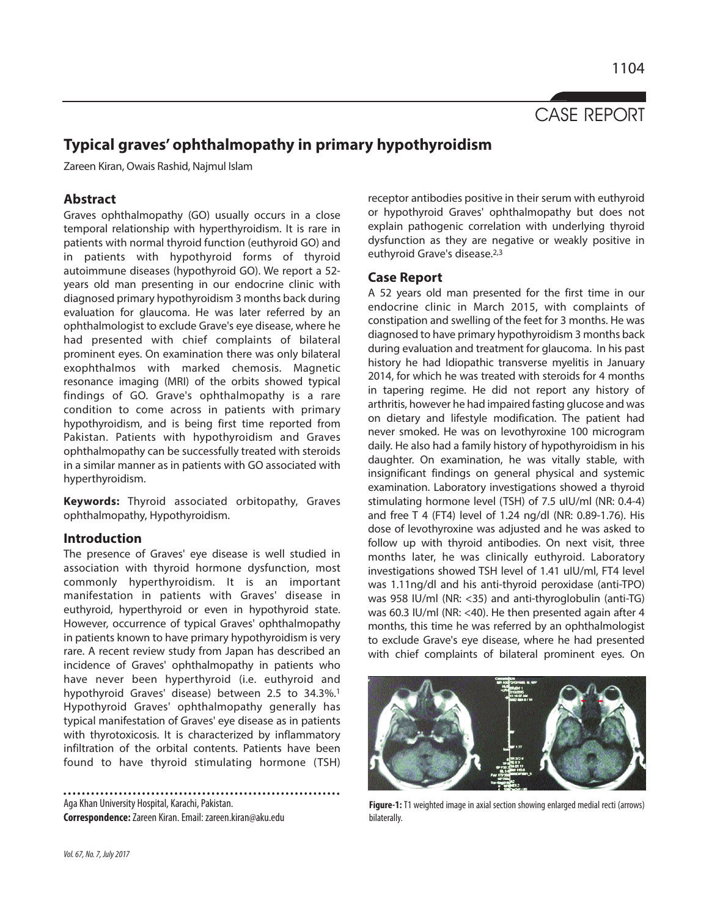# Typical graves' ophthalmopathy in primary hypothyroidism

Zareen Kiran, Owais Rashid, Najmul Islam

## Abstract

Graves ophthalmopathy (GO) usually occurs in a close temporal relationship with hyperthyroidism. It is rare in patients with normal thyroid function (euthyroid GO) and in patients with hypothyroid forms of thyroid autoimmune diseases (hypothyroid GO). We report a 52-years old man presenting in our endocrine clinic with diagnosed primary hypothyroidism 3 months back during evaluation for glaucoma. He was later referred by an ophthalmologist to exclude Grave's eye disease, where he had presented with chief complaints of bilateral prominent eyes. On examination there was only bilateral exophthalmos with marked chemosis. Magnetic resonance imaging (MRI) of the orbits showed typical findings of GO. Grave's ophthalmopathy is a rare condition to come across in patients with primary hypothyroidism, and is being first time reported from Pakistan. Patients with hypothyroidism and Graves ophthalmopathy can be successfully treated with steroids in a similar manner as in patients with GO associated with hyperthyroidism.

**Keywords:** Thyroid associated orbitopathy, Graves ophthalmopathy, Hypothyroidism.

## Introduction

The presence of Graves' eye disease is well studied in association with thyroid hormone dysfunction, most commonly hyperthyroidism. It is an important manifestation in patients with Graves' disease in euthyroid, hyperthyroid or even in hypothyroid state. However, occurrence of typical Graves' ophthalmopathy in patients known to have primary hypothyroidism is very rare. A recent review study from Japan has described an incidence of Graves' ophthalmopathy in patients who have never been hyperthyroid (i.e. euthyroid and hypothyroid Graves' disease) between 2.5 to 34.3%.[1] Hypothyroid Graves' ophthalmopathy generally has typical manifestation of Graves' eye disease as in patients with thyrotoxicosis. It is characterized by inflammatory infiltration of the orbital contents. Patients have been found to have thyroid stimulating hormone (TSH) receptor antibodies positive in their serum with euthyroid or hypothyroid Graves' ophthalmopathy but does not explain pathogenic correlation with underlying thyroid dysfunction as they are negative or weakly positive in euthyroid Grave's disease.[2,3]

## Case Report

A 52 years old man presented for the first time in our endocrine clinic in March 2015, with complaints of constipation and swelling of the feet for 3 months. He was diagnosed to have primary hypothyroidism 3 months back during evaluation and treatment for glaucoma. In his past history he had Idiopathic transverse myelitis in January 2014, for which he was treated with steroids for 4 months in tapering regime. He did not report any history of arthritis, however he had impaired fasting glucose and was on dietary and lifestyle modification. The patient had never smoked. He was on levothyroxine 100 microgram daily. He also had a family history of hypothyroidism in his daughter. On examination, he was vitally stable, with insignificant findings on general physical and systemic examination. Laboratory investigations showed a thyroid stimulating hormone level (TSH) of 7.5 uIU/ml (NR: 0.4-4) and free T 4 (FT4) level of 1.24 ng/dl (NR: 0.89-1.76). His dose of levothyroxine was adjusted and he was asked to follow up with thyroid antibodies. On next visit, three months later, he was clinically euthyroid. Laboratory investigations showed TSH level of 1.41 uIU/ml, FT4 level was 1.11ng/dl and his anti-thyroid peroxidase (anti-TPO) was 958 IU/ml (NR: <35) and anti-thyroglobulin (anti-TG) was 60.3 IU/ml (NR: <40). He then presented again after 4 months, this time he was referred by an ophthalmologist to exclude Grave's eye disease, where he had presented with chief complaints of bilateral prominent eyes. On

**Figure-1:** T1 weighted image in axial section showing enlarged medial recti (arrows) bilaterally.

Aga Khan University Hospital, Karachi, Pakistan.

**Correspondence:** Zareen Kiran. Email: zareen.kiran@aku.edu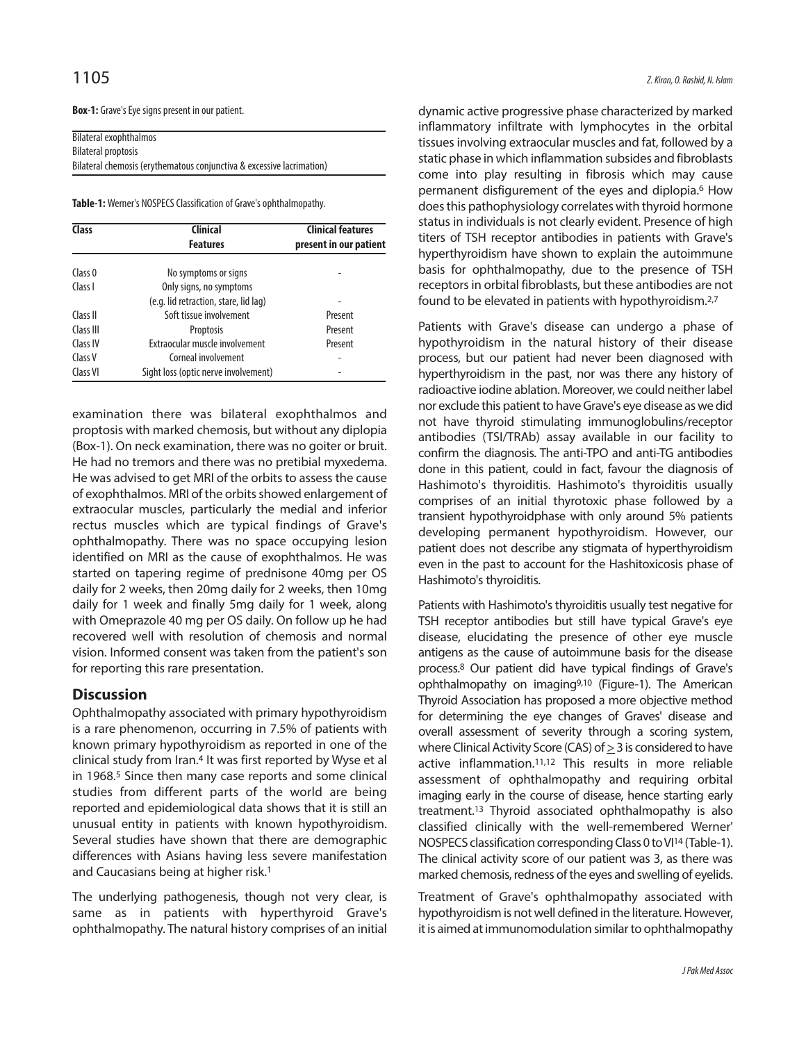**Box-1:** Grave's Eye signs present in our patient.

| |
|---|
| Bilateral exophthalmos |
| Bilateral proptosis |
| Bilateral chemosis (erythematous conjunctiva & excessive lacrimation) |

**Table-1:** Werner's NOSPECS Classification of Grave's ophthalmopathy.

| Class | Clinical Features | Clinical features present in our patient |
|---|---|---|
| Class 0 | No symptoms or signs | - |
| Class I | Only signs, no symptoms (e.g. lid retraction, stare, lid lag) | - |
| Class II | Soft tissue involvement | Present |
| Class III | Proptosis | Present |
| Class IV | Extraocular muscle involvement | Present |
| Class V | Corneal involvement | - |
| Class VI | Sight loss (optic nerve involvement) | - |

examination there was bilateral exophthalmos and proptosis with marked chemosis, but without any diplopia (Box-1). On neck examination, there was no goiter or bruit. He had no tremors and there was no pretibial myxedema. He was advised to get MRI of the orbits to assess the cause of exophthalmos. MRI of the orbits showed enlargement of extraocular muscles, particularly the medial and inferior rectus muscles which are typical findings of Grave's ophthalmopathy. There was no space occupying lesion identified on MRI as the cause of exophthalmos. He was started on tapering regime of prednisone 40mg per OS daily for 2 weeks, then 20mg daily for 2 weeks, then 10mg daily for 1 week and finally 5mg daily for 1 week, along with Omeprazole 40 mg per OS daily. On follow up he had recovered well with resolution of chemosis and normal vision. Informed consent was taken from the patient's son for reporting this rare presentation.

## Discussion

Ophthalmopathy associated with primary hypothyroidism is a rare phenomenon, occurring in 7.5% of patients with known primary hypothyroidism as reported in one of the clinical study from Iran.[4] It was first reported by Wyse et al in 1968.[5] Since then many case reports and some clinical studies from different parts of the world are being reported and epidemiological data shows that it is still an unusual entity in patients with known hypothyroidism. Several studies have shown that there are demographic differences with Asians having less severe manifestation and Caucasians being at higher risk.[1]

The underlying pathogenesis, though not very clear, is same as in patients with hyperthyroid Grave's ophthalmopathy. The natural history comprises of an initial dynamic active progressive phase characterized by marked inflammatory infiltrate with lymphocytes in the orbital tissues involving extraocular muscles and fat, followed by a static phase in which inflammation subsides and fibroblasts come into play resulting in fibrosis which may cause permanent disfigurement of the eyes and diplopia.[6] How does this pathophysiology correlates with thyroid hormone status in individuals is not clearly evident. Presence of high titers of TSH receptor antibodies in patients with Grave's hyperthyroidism have shown to explain the autoimmune basis for ophthalmopathy, due to the presence of TSH receptors in orbital fibroblasts, but these antibodies are not found to be elevated in patients with hypothyroidism.[2,7]

Patients with Grave's disease can undergo a phase of hypothyroidism in the natural history of their disease process, but our patient had never been diagnosed with hyperthyroidism in the past, nor was there any history of radioactive iodine ablation. Moreover, we could neither label nor exclude this patient to have Grave's eye disease as we did not have thyroid stimulating immunoglobulins/receptor antibodies (TSI/TRAb) assay available in our facility to confirm the diagnosis. The anti-TPO and anti-TG antibodies done in this patient, could in fact, favour the diagnosis of Hashimoto's thyroiditis. Hashimoto's thyroiditis usually comprises of an initial thyrotoxic phase followed by a transient hypothyroidphase with only around 5% patients developing permanent hypothyroidism. However, our patient does not describe any stigmata of hyperthyroidism even in the past to account for the Hashitoxicosis phase of Hashimoto's thyroiditis.

Patients with Hashimoto's thyroiditis usually test negative for TSH receptor antibodies but still have typical Grave's eye disease, elucidating the presence of other eye muscle antigens as the cause of autoimmune basis for the disease process.[8] Our patient did have typical findings of Grave's ophthalmopathy on imaging[9,10] (Figure-1). The American Thyroid Association has proposed a more objective method for determining the eye changes of Graves' disease and overall assessment of severity through a scoring system, where Clinical Activity Score (CAS) of $\geq 3$ is considered to have active inflammation.[11,12] This results in more reliable assessment of ophthalmopathy and requiring orbital imaging early in the course of disease, hence starting early treatment.[13] Thyroid associated ophthalmopathy is also classified clinically with the well-remembered Werner' NOSPECS classification corresponding Class 0 to VI[14] (Table-1). The clinical activity score of our patient was 3, as there was marked chemosis, redness of the eyes and swelling of eyelids.

Treatment of Grave's ophthalmopathy associated with hypothyroidism is not well defined in the literature. However, it is aimed at immunomodulation similar to ophthalmopathy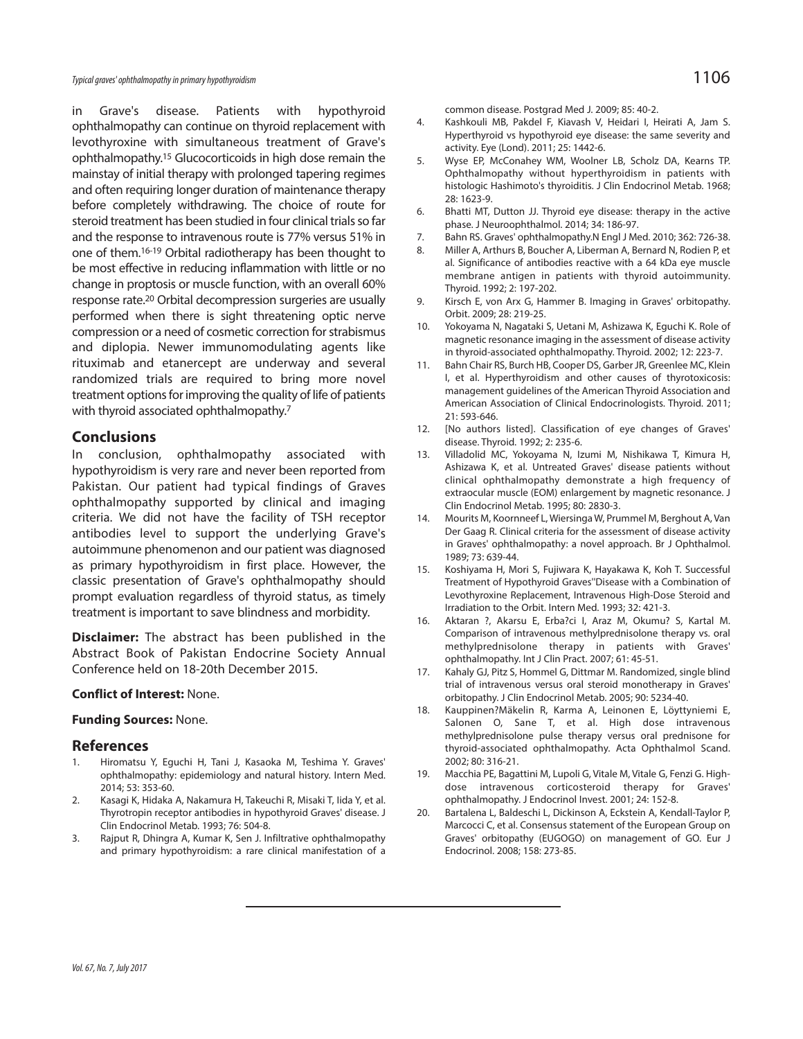in Grave's disease. Patients with hypothyroid ophthalmopathy can continue on thyroid replacement with levothyroxine with simultaneous treatment of Grave's ophthalmopathy.[15] Glucocorticoids in high dose remain the mainstay of initial therapy with prolonged tapering regimes and often requiring longer duration of maintenance therapy before completely withdrawing. The choice of route for steroid treatment has been studied in four clinical trials so far and the response to intravenous route is 77% versus 51% in one of them.[16-19] Orbital radiotherapy has been thought to be most effective in reducing inflammation with little or no change in proptosis or muscle function, with an overall 60% response rate.[20] Orbital decompression surgeries are usually performed when there is sight threatening optic nerve compression or a need of cosmetic correction for strabismus and diplopia. Newer immunomodulating agents like rituximab and etanercept are underway and several randomized trials are required to bring more novel treatment options for improving the quality of life of patients with thyroid associated ophthalmopathy.[7]

## Conclusions

In conclusion, ophthalmopathy associated with hypothyroidism is very rare and never been reported from Pakistan. Our patient had typical findings of Graves ophthalmopathy supported by clinical and imaging criteria. We did not have the facility of TSH receptor antibodies level to support the underlying Grave's autoimmune phenomenon and our patient was diagnosed as primary hypothyroidism in first place. However, the classic presentation of Grave's ophthalmopathy should prompt evaluation regardless of thyroid status, as timely treatment is important to save blindness and morbidity.

**Disclaimer:** The abstract has been published in the Abstract Book of Pakistan Endocrine Society Annual Conference held on 18-20th December 2015.

**Conflict of Interest:** None.

**Funding Sources:** None.

## References

1. Hiromatsu Y, Eguchi H, Tani J, Kasaoka M, Teshima Y. Graves' ophthalmopathy: epidemiology and natural history. Intern Med. 2014; 53: 353-60.
2. Kasagi K, Hidaka A, Nakamura H, Takeuchi R, Misaki T, Iida Y, et al. Thyrotropin receptor antibodies in hypothyroid Graves' disease. J Clin Endocrinol Metab. 1993; 76: 504-8.
3. Rajput R, Dhingra A, Kumar K, Sen J. Infiltrative ophthalmopathy and primary hypothyroidism: a rare clinical manifestation of a common disease. Postgrad Med J. 2009; 85: 40-2.
4. Kashkouli MB, Pakdel F, Kiavash V, Heidari I, Heirati A, Jam S. Hyperthyroid vs hypothyroid eye disease: the same severity and activity. Eye (Lond). 2011; 25: 1442-6.
5. Wyse EP, McConahey WM, Woolner LB, Scholz DA, Kearns TP. Ophthalmopathy without hyperthyroidism in patients with histologic Hashimoto's thyroiditis. J Clin Endocrinol Metab. 1968; 28: 1623-9.
6. Bhatti MT, Dutton JJ. Thyroid eye disease: therapy in the active phase. J Neuroophthalmol. 2014; 34: 186-97.
7. Bahn RS. Graves' ophthalmopathy.N Engl J Med. 2010; 362: 726-38.
8. Miller A, Arthurs B, Boucher A, Liberman A, Bernard N, Rodien P, et al. Significance of antibodies reactive with a 64 kDa eye muscle membrane antigen in patients with thyroid autoimmunity. Thyroid. 1992; 2: 197-202.
9. Kirsch E, von Arx G, Hammer B. Imaging in Graves' orbitopathy. Orbit. 2009; 28: 219-25.
10. Yokoyama N, Nagataki S, Uetani M, Ashizawa K, Eguchi K. Role of magnetic resonance imaging in the assessment of disease activity in thyroid-associated ophthalmopathy. Thyroid. 2002; 12: 223-7.
11. Bahn Chair RS, Burch HB, Cooper DS, Garber JR, Greenlee MC, Klein I, et al. Hyperthyroidism and other causes of thyrotoxicosis: management guidelines of the American Thyroid Association and American Association of Clinical Endocrinologists. Thyroid. 2011; 21: 593-646.
12. [No authors listed]. Classification of eye changes of Graves' disease. Thyroid. 1992; 2: 235-6.
13. Villadolid MC, Yokoyama N, Izumi M, Nishikawa T, Kimura H, Ashizawa K, et al. Untreated Graves' disease patients without clinical ophthalmopathy demonstrate a high frequency of extraocular muscle (EOM) enlargement by magnetic resonance. J Clin Endocrinol Metab. 1995; 80: 2830-3.
14. Mourits M, Koornneef L, Wiersinga W, Prummel M, Berghout A, Van Der Gaag R. Clinical criteria for the assessment of disease activity in Graves' ophthalmopathy: a novel approach. Br J Ophthalmol. 1989; 73: 639-44.
15. Koshiyama H, Mori S, Fujiwara K, Hayakawa K, Koh T. Successful Treatment of Hypothyroid Graves''Disease with a Combination of Levothyroxine Replacement, Intravenous High-Dose Steroid and Irradiation to the Orbit. Intern Med. 1993; 32: 421-3.
16. Aktaran ?, Akarsu E, Erba?ci I, Araz M, Okumu? S, Kartal M. Comparison of intravenous methylprednisolone therapy vs. oral methylprednisolone therapy in patients with Graves' ophthalmopathy. Int J Clin Pract. 2007; 61: 45-51.
17. Kahaly GJ, Pitz S, Hommel G, Dittmar M. Randomized, single blind trial of intravenous versus oral steroid monotherapy in Graves' orbitopathy. J Clin Endocrinol Metab. 2005; 90: 5234-40.
18. Kauppinen?Mäkelin R, Karma A, Leinonen E, Löyttyniemi E, Salonen O, Sane T, et al. High dose intravenous methylprednisolone pulse therapy versus oral prednisone for thyroid-associated ophthalmopathy. Acta Ophthalmol Scand. 2002; 80: 316-21.
19. Macchia PE, Bagattini M, Lupoli G, Vitale M, Vitale G, Fenzi G. High-dose intravenous corticosteroid therapy for Graves' ophthalmopathy. J Endocrinol Invest. 2001; 24: 152-8.
20. Bartalena L, Baldeschi L, Dickinson A, Eckstein A, Kendall-Taylor P, Marcocci C, et al. Consensus statement of the European Group on Graves' orbitopathy (EUGOGO) on management of GO. Eur J Endocrinol. 2008; 158: 273-85.